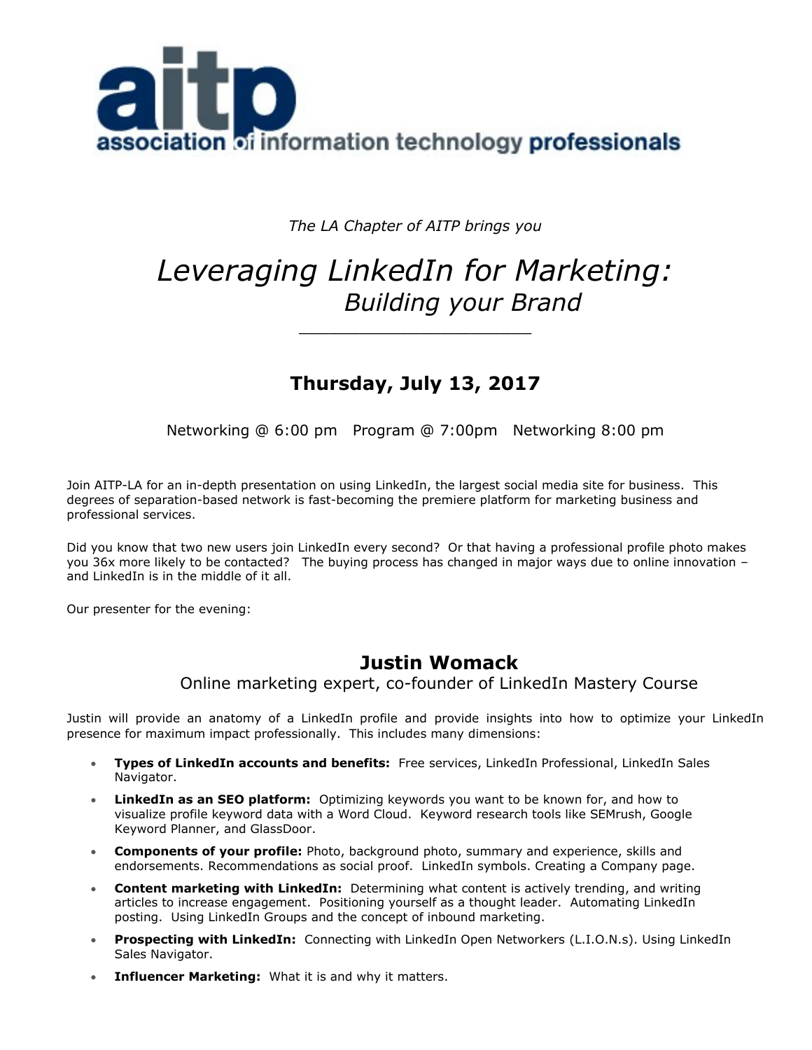**aitp**
**association of information technology professionals**

*The LA Chapter of AITP brings you*

# *Leveraging LinkedIn for Marketing:*
## *Building your Brand*

---

## Thursday, July 13, 2017

Networking @ 6:00 pm   Program @ 7:00pm   Networking 8:00 pm

Join AITP-LA for an in-depth presentation on using LinkedIn, the largest social media site for business. This degrees of separation-based network is fast-becoming the premiere platform for marketing business and professional services.

Did you know that two new users join LinkedIn every second? Or that having a professional profile photo makes you 36x more likely to be contacted? The buying process has changed in major ways due to online innovation – and LinkedIn is in the middle of it all.

Our presenter for the evening:

## Justin Womack

Online marketing expert, co-founder of LinkedIn Mastery Course

Justin will provide an anatomy of a LinkedIn profile and provide insights into how to optimize your LinkedIn presence for maximum impact professionally. This includes many dimensions:

- **Types of LinkedIn accounts and benefits:** Free services, LinkedIn Professional, LinkedIn Sales Navigator.
- **LinkedIn as an SEO platform:** Optimizing keywords you want to be known for, and how to visualize profile keyword data with a Word Cloud. Keyword research tools like SEMrush, Google Keyword Planner, and GlassDoor.
- **Components of your profile:** Photo, background photo, summary and experience, skills and endorsements. Recommendations as social proof. LinkedIn symbols. Creating a Company page.
- **Content marketing with LinkedIn:** Determining what content is actively trending, and writing articles to increase engagement. Positioning yourself as a thought leader. Automating LinkedIn posting. Using LinkedIn Groups and the concept of inbound marketing.
- **Prospecting with LinkedIn:** Connecting with LinkedIn Open Networkers (L.I.O.N.s). Using LinkedIn Sales Navigator.
- **Influencer Marketing:** What it is and why it matters.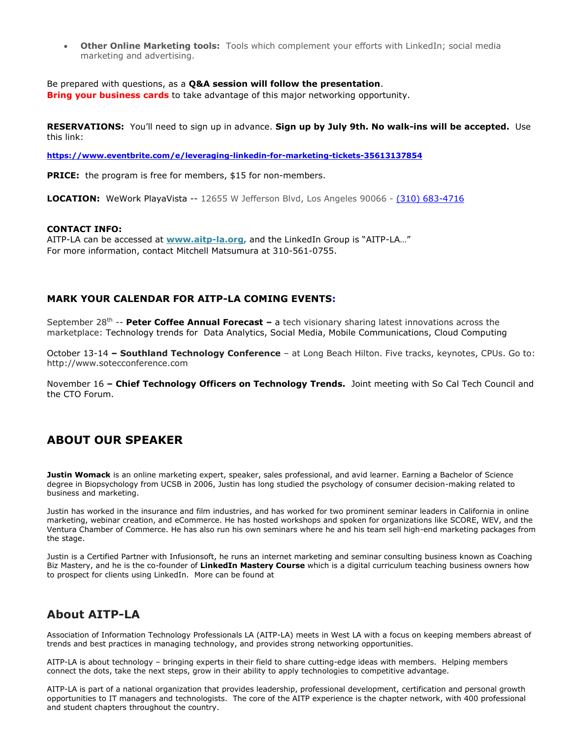- **Other Online Marketing tools:** Tools which complement your efforts with LinkedIn; social media marketing and advertising.

Be prepared with questions, as a **Q&A session will follow the presentation**.
**Bring your business cards** to take advantage of this major networking opportunity.

**RESERVATIONS:** You'll need to sign up in advance. **Sign up by July 9th. No walk-ins will be accepted.** Use this link:

**https://www.eventbrite.com/e/leveraging-linkedin-for-marketing-tickets-35613137854**

**PRICE:** the program is free for members, $15 for non-members.

**LOCATION:** WeWork PlayaVista -- 12655 W Jefferson Blvd, Los Angeles 90066 - (310) 683-4716

**CONTACT INFO:**
AITP-LA can be accessed at **www.aitp-la.org,** and the LinkedIn Group is "AITP-LA…"
For more information, contact Mitchell Matsumura at 310-561-0755.

### MARK YOUR CALENDAR FOR AITP-LA COMING EVENTS:

September 28th -- **Peter Coffee Annual Forecast –** a tech visionary sharing latest innovations across the marketplace: Technology trends for Data Analytics, Social Media, Mobile Communications, Cloud Computing

October 13-14 **– Southland Technology Conference** – at Long Beach Hilton. Five tracks, keynotes, CPUs. Go to: http://www.sotecconference.com

November 16 **– Chief Technology Officers on Technology Trends.** Joint meeting with So Cal Tech Council and the CTO Forum.

## ABOUT OUR SPEAKER

**Justin Womack** is an online marketing expert, speaker, sales professional, and avid learner. Earning a Bachelor of Science degree in Biopsychology from UCSB in 2006, Justin has long studied the psychology of consumer decision-making related to business and marketing.

Justin has worked in the insurance and film industries, and has worked for two prominent seminar leaders in California in online marketing, webinar creation, and eCommerce. He has hosted workshops and spoken for organizations like SCORE, WEV, and the Ventura Chamber of Commerce. He has also run his own seminars where he and his team sell high-end marketing packages from the stage.

Justin is a Certified Partner with Infusionsoft, he runs an internet marketing and seminar consulting business known as Coaching Biz Mastery, and he is the co-founder of **LinkedIn Mastery Course** which is a digital curriculum teaching business owners how to prospect for clients using LinkedIn. More can be found at

## About AITP-LA

Association of Information Technology Professionals LA (AITP-LA) meets in West LA with a focus on keeping members abreast of trends and best practices in managing technology, and provides strong networking opportunities.

AITP-LA is about technology – bringing experts in their field to share cutting-edge ideas with members. Helping members connect the dots, take the next steps, grow in their ability to apply technologies to competitive advantage.

AITP-LA is part of a national organization that provides leadership, professional development, certification and personal growth opportunities to IT managers and technologists. The core of the AITP experience is the chapter network, with 400 professional and student chapters throughout the country.